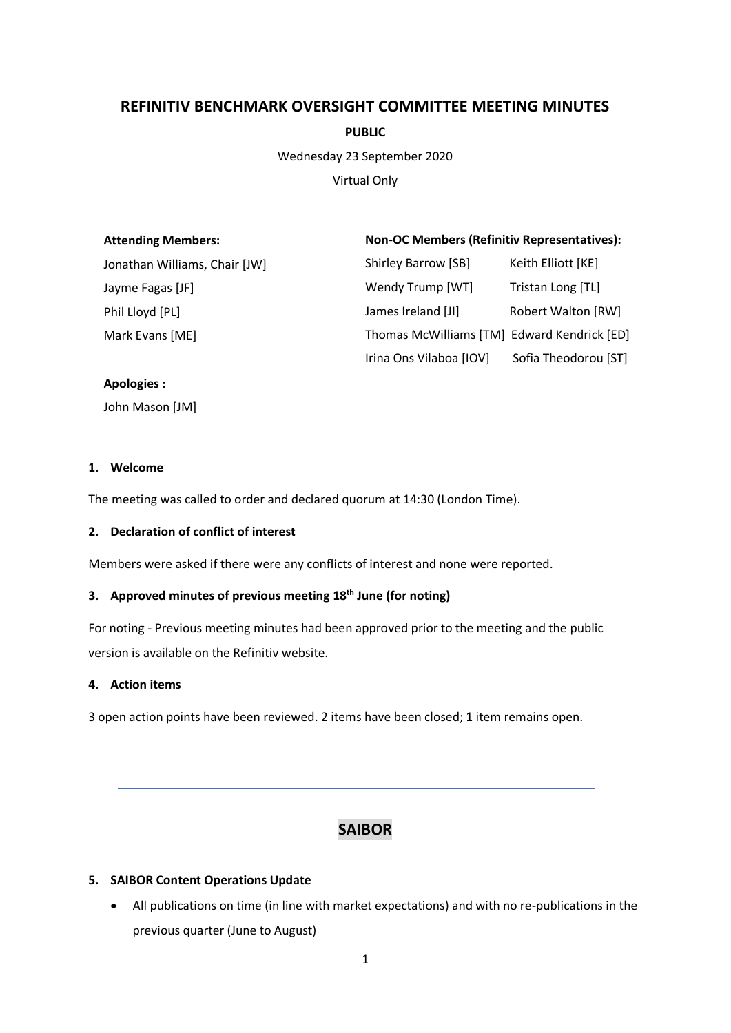# REFINITIV BENCHMARK OVERSIGHT COMMITTEE MEETING MINUTES

**PUBLIC**

Wednesday 23 September 2020

Virtual Only

**Attending Members:**

Jonathan Williams, Chair [JW]
Jayme Fagas [JF]
Phil Lloyd [PL]
Mark Evans [ME]

**Non-OC Members (Refinitiv Representatives):**

| | |
|---|---|
| Shirley Barrow [SB] | Keith Elliott [KE] |
| Wendy Trump [WT] | Tristan Long [TL] |
| James Ireland [JI] | Robert Walton [RW] |
| Thomas McWilliams [TM] | Edward Kendrick [ED] |
| Irina Ons Vilaboa [IOV] | Sofia Theodorou [ST] |

**Apologies :**

John Mason [JM]

## 1. Welcome

The meeting was called to order and declared quorum at 14:30 (London Time).

## 2. Declaration of conflict of interest

Members were asked if there were any conflicts of interest and none were reported.

## 3. Approved minutes of previous meeting 18th June (for noting)

For noting - Previous meeting minutes had been approved prior to the meeting and the public version is available on the Refinitiv website.

## 4. Action items

3 open action points have been reviewed. 2 items have been closed; 1 item remains open.

---

# SAIBOR

## 5. SAIBOR Content Operations Update

- All publications on time (in line with market expectations) and with no re-publications in the previous quarter (June to August)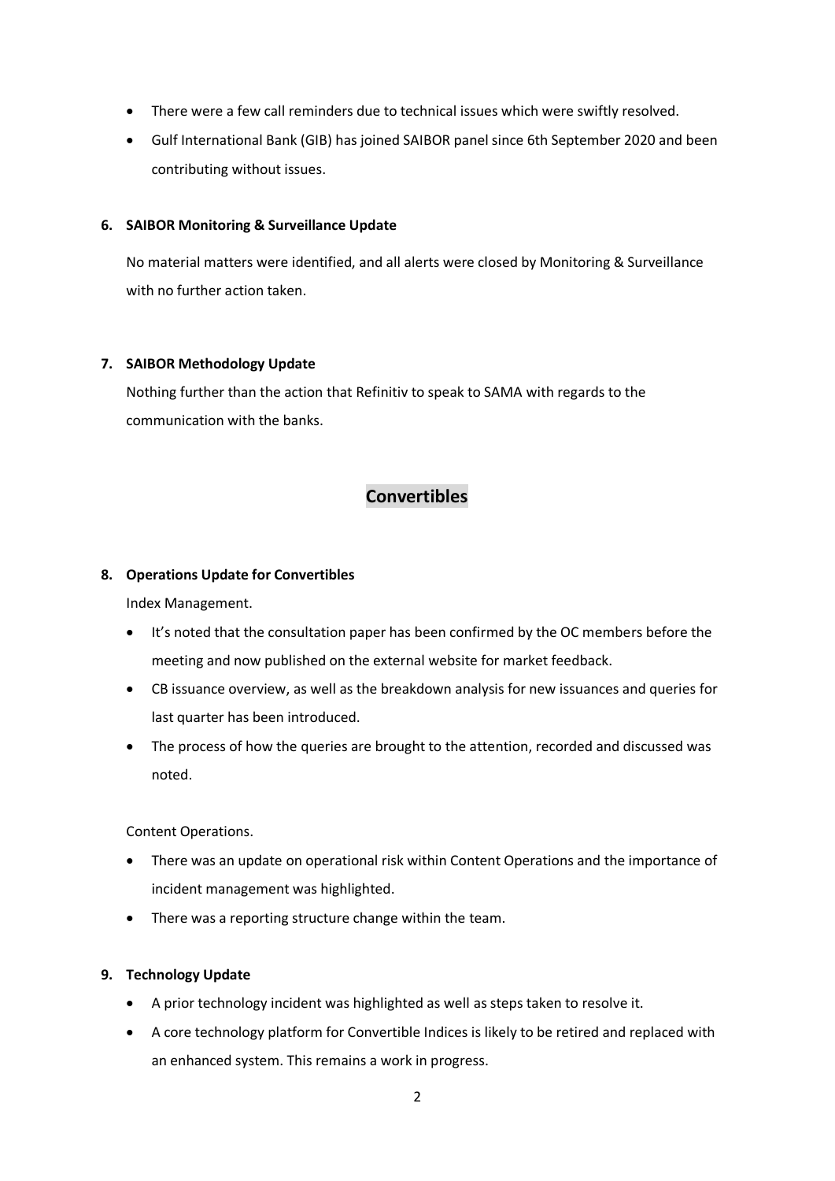- There were a few call reminders due to technical issues which were swiftly resolved.
- Gulf International Bank (GIB) has joined SAIBOR panel since 6th September 2020 and been contributing without issues.

**6. SAIBOR Monitoring & Surveillance Update**

No material matters were identified, and all alerts were closed by Monitoring & Surveillance with no further action taken.

**7. SAIBOR Methodology Update**

Nothing further than the action that Refinitiv to speak to SAMA with regards to the communication with the banks.

## Convertibles

**8. Operations Update for Convertibles**

Index Management.

- It's noted that the consultation paper has been confirmed by the OC members before the meeting and now published on the external website for market feedback.
- CB issuance overview, as well as the breakdown analysis for new issuances and queries for last quarter has been introduced.
- The process of how the queries are brought to the attention, recorded and discussed was noted.

Content Operations.

- There was an update on operational risk within Content Operations and the importance of incident management was highlighted.
- There was a reporting structure change within the team.

**9. Technology Update**

- A prior technology incident was highlighted as well as steps taken to resolve it.
- A core technology platform for Convertible Indices is likely to be retired and replaced with an enhanced system. This remains a work in progress.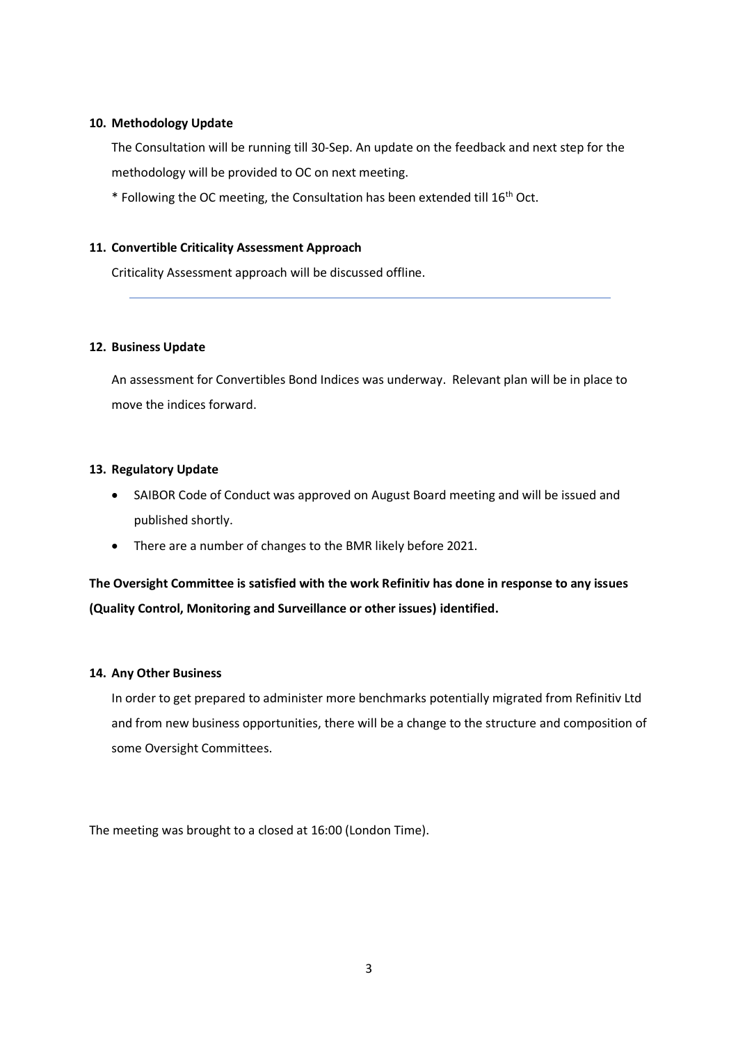**10. Methodology Update**

The Consultation will be running till 30-Sep. An update on the feedback and next step for the methodology will be provided to OC on next meeting.

* Following the OC meeting, the Consultation has been extended till 16th Oct.

**11. Convertible Criticality Assessment Approach**

Criticality Assessment approach will be discussed offline.

---

**12. Business Update**

An assessment for Convertibles Bond Indices was underway. Relevant plan will be in place to move the indices forward.

**13. Regulatory Update**

- SAIBOR Code of Conduct was approved on August Board meeting and will be issued and published shortly.
- There are a number of changes to the BMR likely before 2021.

**The Oversight Committee is satisfied with the work Refinitiv has done in response to any issues (Quality Control, Monitoring and Surveillance or other issues) identified.**

**14. Any Other Business**

In order to get prepared to administer more benchmarks potentially migrated from Refinitiv Ltd and from new business opportunities, there will be a change to the structure and composition of some Oversight Committees.

The meeting was brought to a closed at 16:00 (London Time).